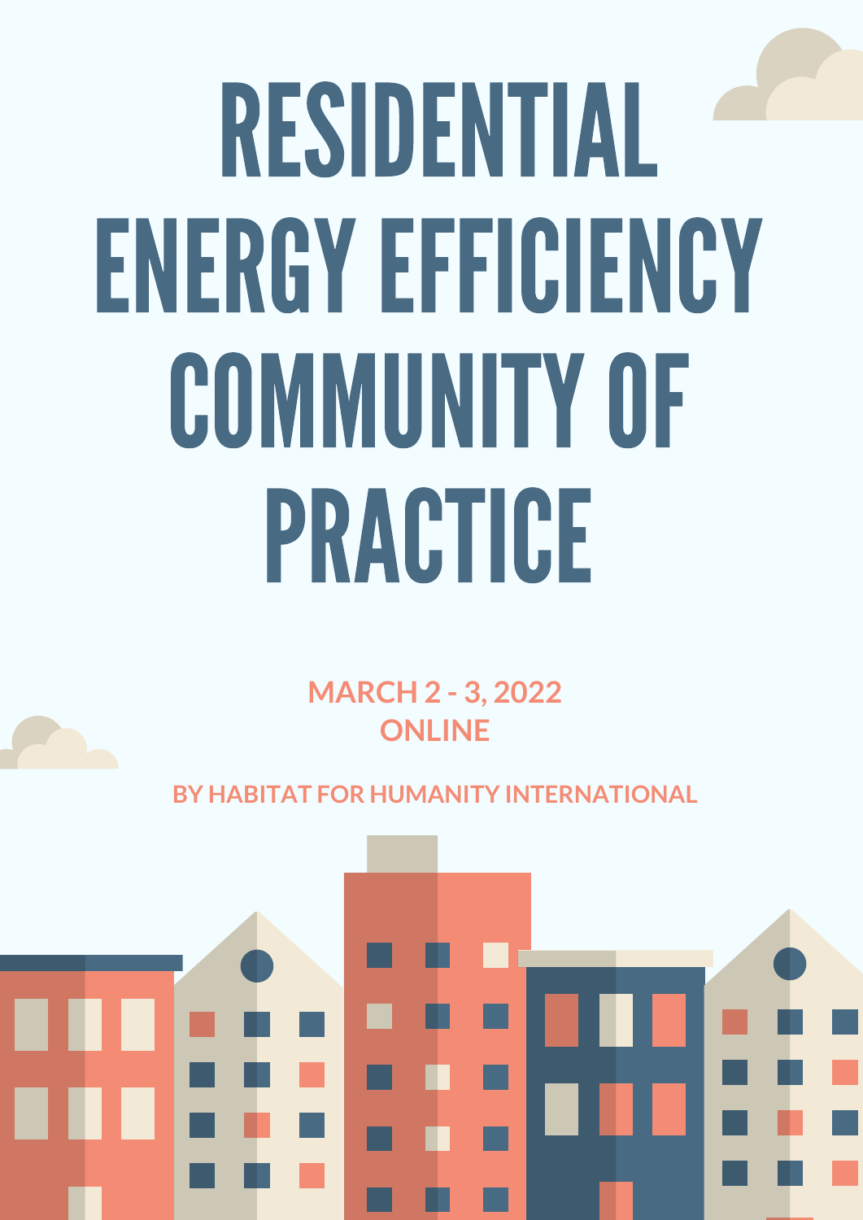# RESIDENTIAL ENERGY EFFICIENCY COMMUNITY OF PRACTICE

**MARCH 2 - 3, 2022**
**ONLINE**

**BY HABITAT FOR HUMANITY INTERNATIONAL**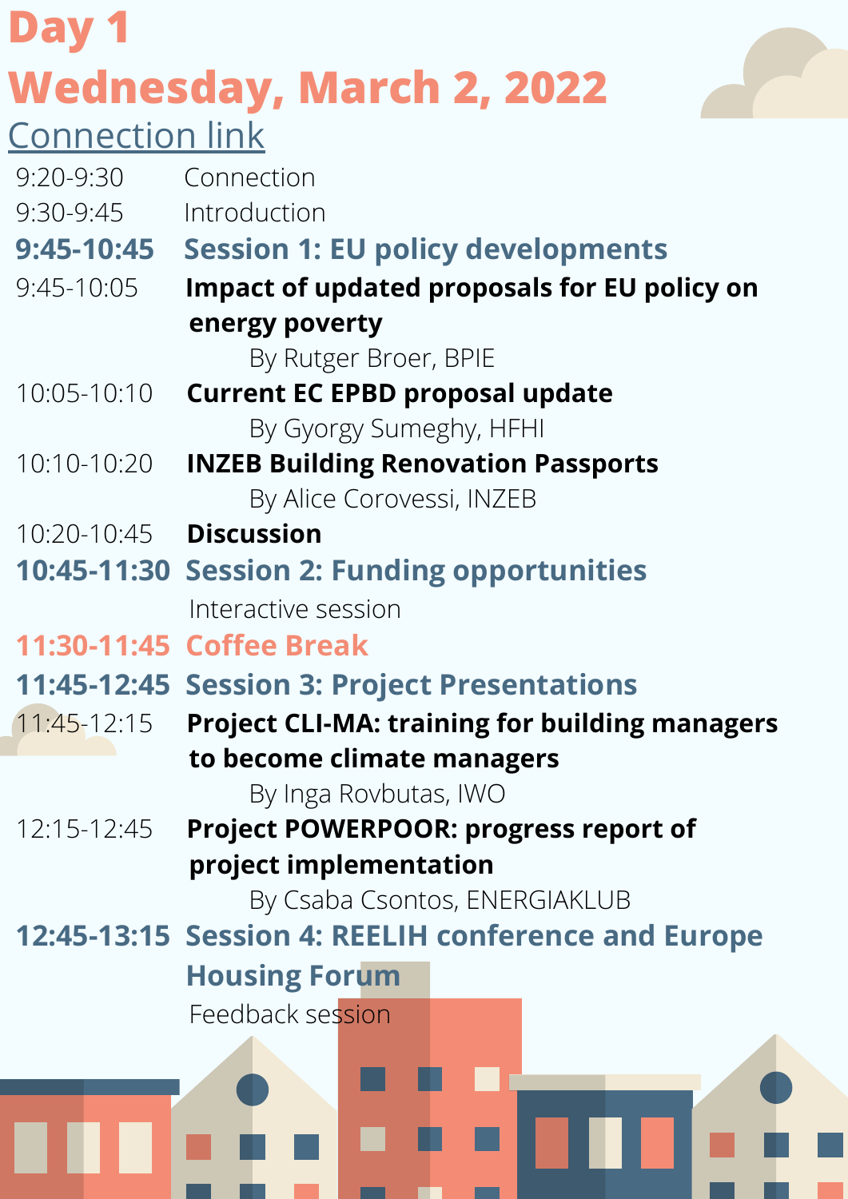# Day 1

# Wednesday, March 2, 2022

Connection link

| | |
|---|---|
| 9:20-9:30 | Connection |
| 9:30-9:45 | Introduction |
| **9:45-10:45** | **Session 1: EU policy developments** |
| 9:45-10:05 | **Impact of updated proposals for EU policy on energy poverty**<br>By Rutger Broer, BPIE |
| 10:05-10:10 | **Current EC EPBD proposal update**<br>By Gyorgy Sumeghy, HFHI |
| 10:10-10:20 | **INZEB Building Renovation Passports**<br>By Alice Corovessi, INZEB |
| 10:20-10:45 | **Discussion** |
| **10:45-11:30** | **Session 2: Funding opportunities**<br>Interactive session |
| **11:30-11:45** | **Coffee Break** |
| **11:45-12:45** | **Session 3: Project Presentations** |
| 11:45-12:15 | **Project CLI-MA: training for building managers to become climate managers**<br>By Inga Rovbutas, IWO |
| 12:15-12:45 | **Project POWERPOOR: progress report of project implementation**<br>By Csaba Csontos, ENERGIAKLUB |
| **12:45-13:15** | **Session 4: REELIH conference and Europe Housing Forum**<br>Feedback session |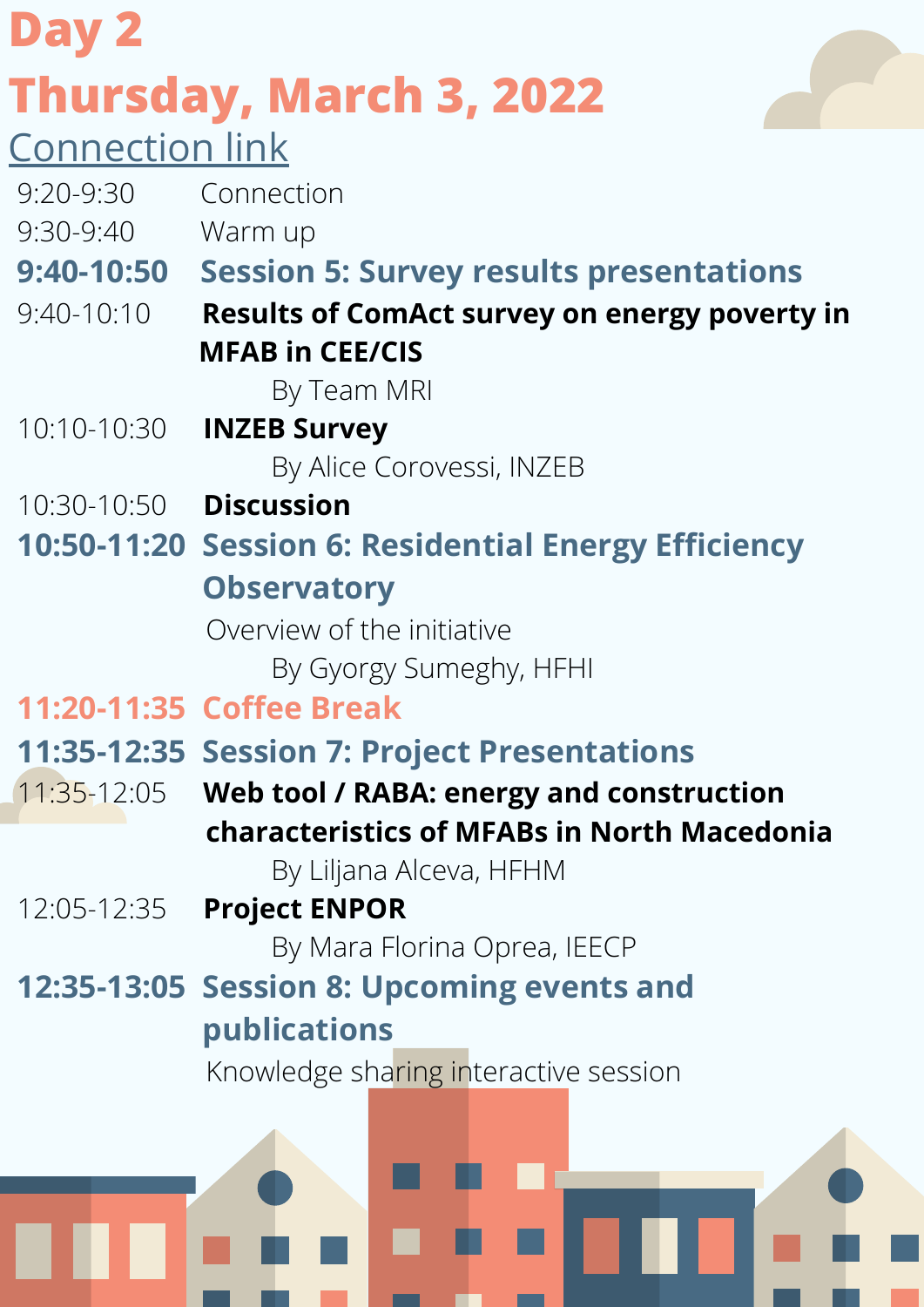# Day 2

# Thursday, March 3, 2022

Connection link

| | | |
|---|---|---|
| 9:20-9:30 | Connection | |
| 9:30-9:40 | Warm up | |
| **9:40-10:50** | **Session 5: Survey results presentations** | |
| 9:40-10:10 | **Results of ComAct survey on energy poverty in MFAB in CEE/CIS** | By Team MRI |
| 10:10-10:30 | **INZEB Survey** | By Alice Corovessi, INZEB |
| 10:30-10:50 | **Discussion** | |
| **10:50-11:20** | **Session 6: Residential Energy Efficiency Observatory** | |
| | Overview of the initiative | By Gyorgy Sumeghy, HFHI |
| **11:20-11:35** | **Coffee Break** | |
| **11:35-12:35** | **Session 7: Project Presentations** | |
| 11:35-12:05 | **Web tool / RABA: energy and construction characteristics of MFABs in North Macedonia** | By Liljana Alceva, HFHM |
| 12:05-12:35 | **Project ENPOR** | By Mara Florina Oprea, IEECP |
| **12:35-13:05** | **Session 8: Upcoming events and publications** | |
| | Knowledge sharing interactive session | |